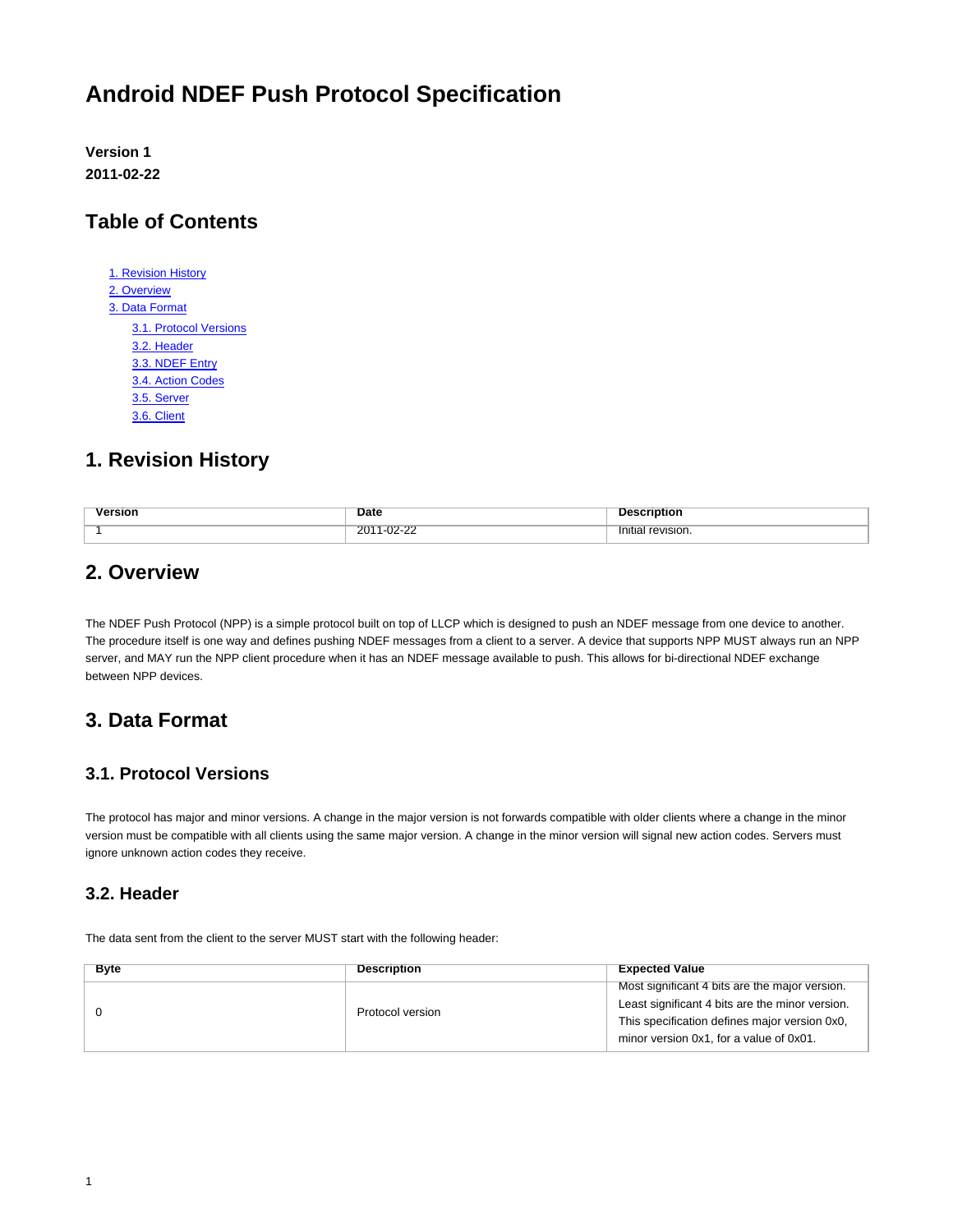# Android NDEF Push Protocol Specification

**Version 1**
**2011-02-22**

## Table of Contents

1. Revision History
2. Overview
3. Data Format
   - 3.1. Protocol Versions
   - 3.2. Header
   - 3.3. NDEF Entry
   - 3.4. Action Codes
   - 3.5. Server
   - 3.6. Client

## 1. Revision History

| Version | Date | Description |
|---|---|---|
| 1 | 2011-02-22 | Initial revision. |

## 2. Overview

The NDEF Push Protocol (NPP) is a simple protocol built on top of LLCP which is designed to push an NDEF message from one device to another. The procedure itself is one way and defines pushing NDEF messages from a client to a server. A device that supports NPP MUST always run an NPP server, and MAY run the NPP client procedure when it has an NDEF message available to push. This allows for bi-directional NDEF exchange between NPP devices.

## 3. Data Format

### 3.1. Protocol Versions

The protocol has major and minor versions. A change in the major version is not forwards compatible with older clients where a change in the minor version must be compatible with all clients using the same major version. A change in the minor version will signal new action codes. Servers must ignore unknown action codes they receive.

### 3.2. Header

The data sent from the client to the server MUST start with the following header:

| Byte | Description | Expected Value |
|---|---|---|
| 0 | Protocol version | Most significant 4 bits are the major version. Least significant 4 bits are the minor version. This specification defines major version 0x0, minor version 0x1, for a value of 0x01. |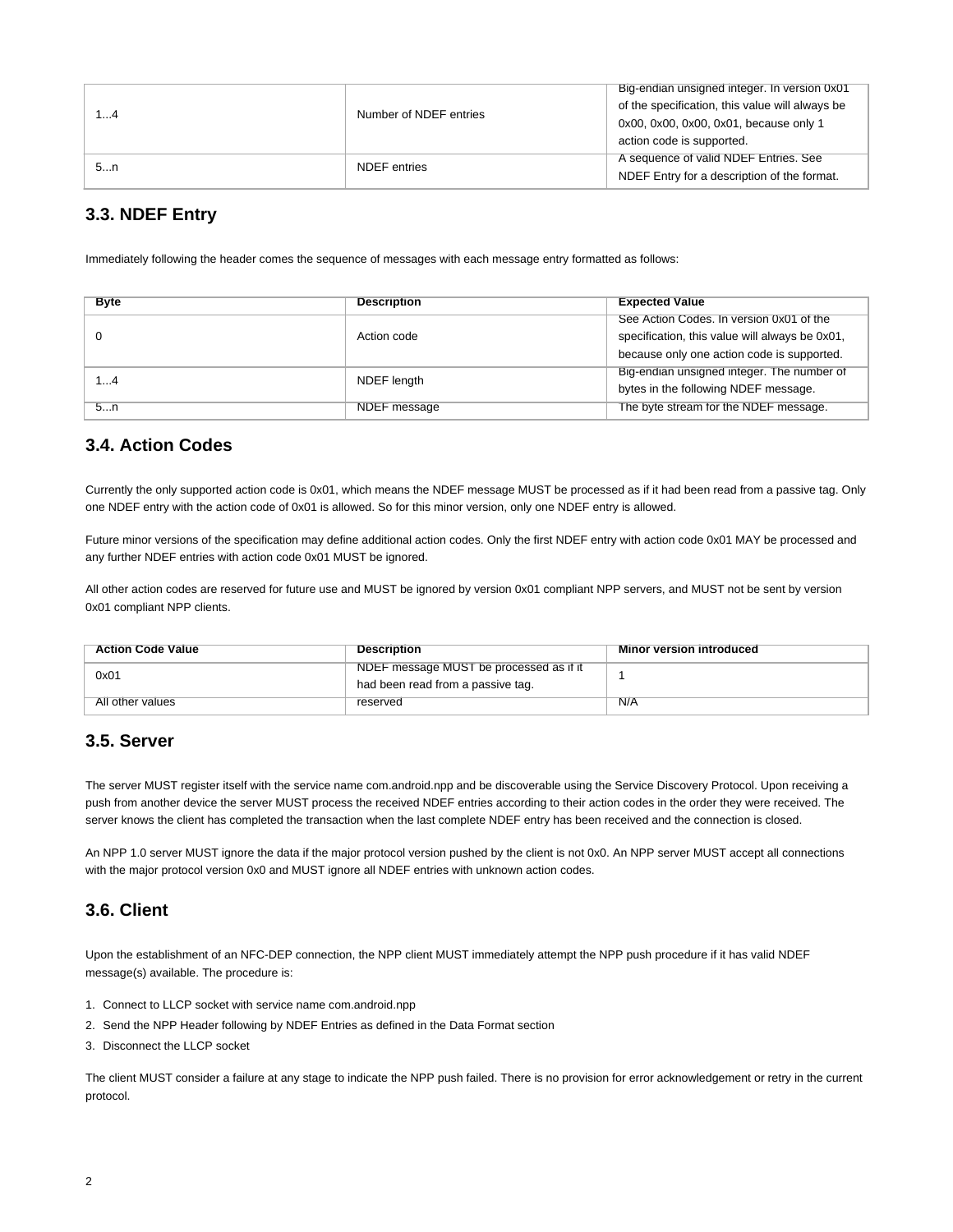| 1...4 | Number of NDEF entries | Big-endian unsigned integer. In version 0x01 of the specification, this value will always be 0x00, 0x00, 0x00, 0x01, because only 1 action code is supported. |
|---|---|---|
| 5...n | NDEF entries | A sequence of valid NDEF Entries. See NDEF Entry for a description of the format. |

### 3.3. NDEF Entry

Immediately following the header comes the sequence of messages with each message entry formatted as follows:

| Byte | Description | Expected Value |
|---|---|---|
| 0 | Action code | See Action Codes. In version 0x01 of the specification, this value will always be 0x01, because only one action code is supported. |
| 1...4 | NDEF length | Big-endian unsigned integer. The number of bytes in the following NDEF message. |
| 5...n | NDEF message | The byte stream for the NDEF message. |

### 3.4. Action Codes

Currently the only supported action code is 0x01, which means the NDEF message MUST be processed as if it had been read from a passive tag. Only one NDEF entry with the action code of 0x01 is allowed. So for this minor version, only one NDEF entry is allowed.

Future minor versions of the specification may define additional action codes. Only the first NDEF entry with action code 0x01 MAY be processed and any further NDEF entries with action code 0x01 MUST be ignored.

All other action codes are reserved for future use and MUST be ignored by version 0x01 compliant NPP servers, and MUST not be sent by version 0x01 compliant NPP clients.

| Action Code Value | Description | Minor version introduced |
|---|---|---|
| 0x01 | NDEF message MUST be processed as if it had been read from a passive tag. | 1 |
| All other values | reserved | N/A |

### 3.5. Server

The server MUST register itself with the service name com.android.npp and be discoverable using the Service Discovery Protocol. Upon receiving a push from another device the server MUST process the received NDEF entries according to their action codes in the order they were received. The server knows the client has completed the transaction when the last complete NDEF entry has been received and the connection is closed.

An NPP 1.0 server MUST ignore the data if the major protocol version pushed by the client is not 0x0. An NPP server MUST accept all connections with the major protocol version 0x0 and MUST ignore all NDEF entries with unknown action codes.

### 3.6. Client

Upon the establishment of an NFC-DEP connection, the NPP client MUST immediately attempt the NPP push procedure if it has valid NDEF message(s) available. The procedure is:

1. Connect to LLCP socket with service name com.android.npp
2. Send the NPP Header following by NDEF Entries as defined in the Data Format section
3. Disconnect the LLCP socket

The client MUST consider a failure at any stage to indicate the NPP push failed. There is no provision for error acknowledgement or retry in the current protocol.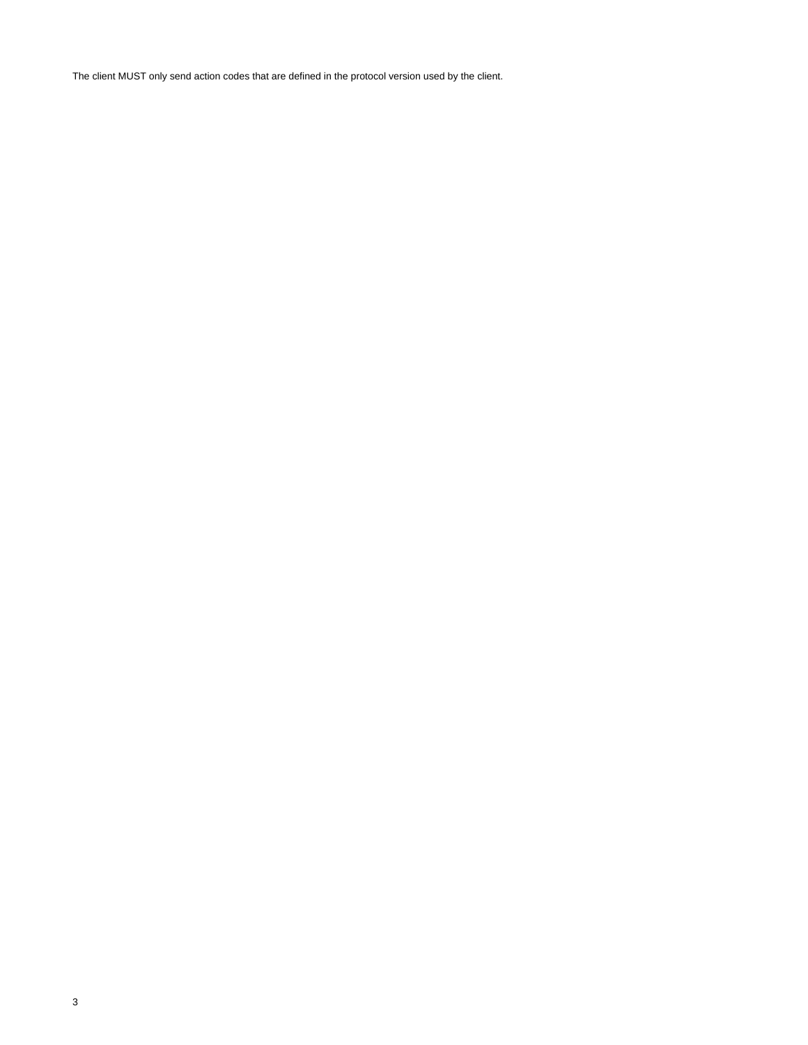The client MUST only send action codes that are defined in the protocol version used by the client.